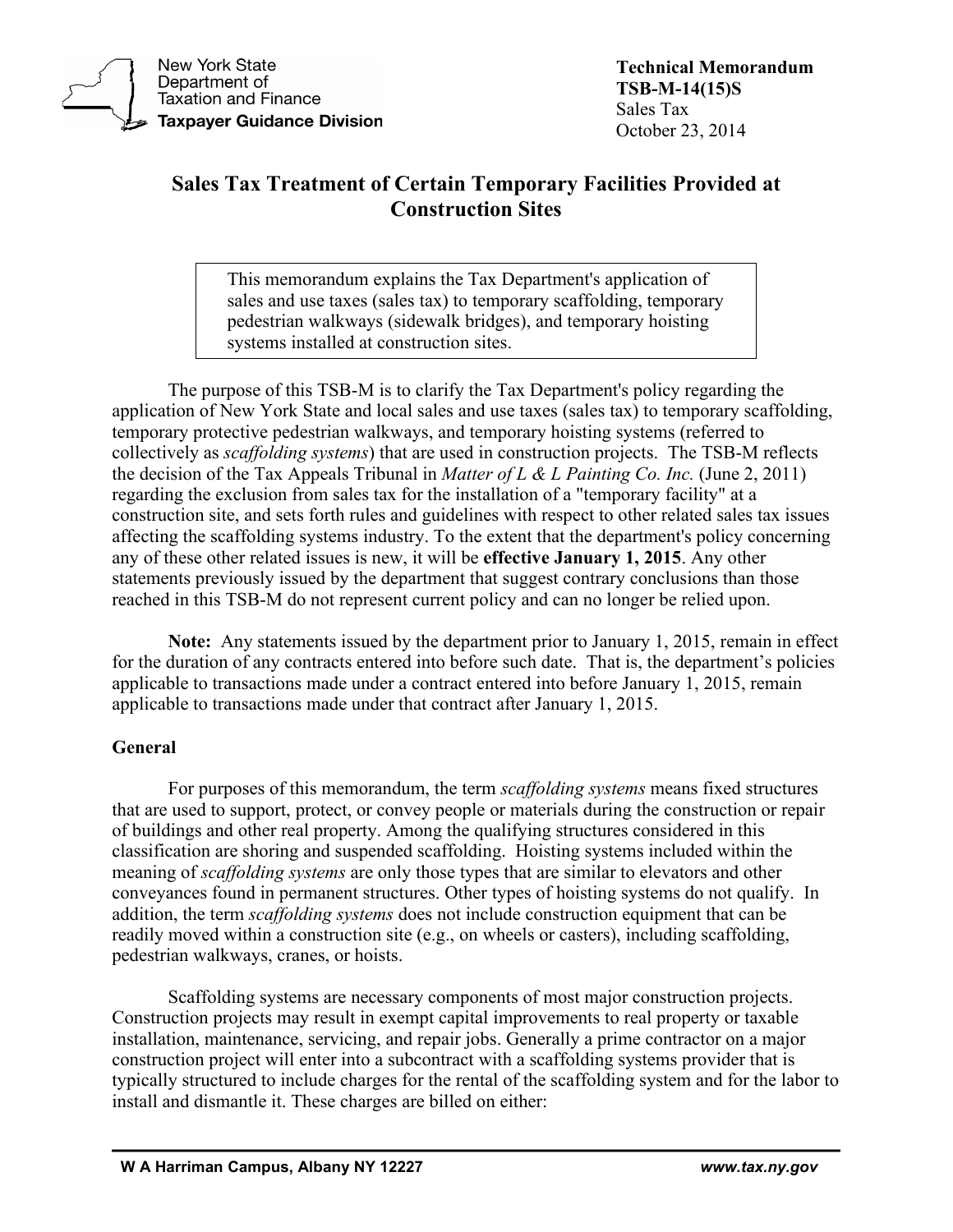New York State
Department of
Taxation and Finance
**Taxpayer Guidance Division**

**Technical Memorandum**
**TSB-M-14(15)S**
Sales Tax
October 23, 2014

# Sales Tax Treatment of Certain Temporary Facilities Provided at Construction Sites

> This memorandum explains the Tax Department's application of sales and use taxes (sales tax) to temporary scaffolding, temporary pedestrian walkways (sidewalk bridges), and temporary hoisting systems installed at construction sites.

The purpose of this TSB-M is to clarify the Tax Department's policy regarding the application of New York State and local sales and use taxes (sales tax) to temporary scaffolding, temporary protective pedestrian walkways, and temporary hoisting systems (referred to collectively as *scaffolding systems*) that are used in construction projects. The TSB-M reflects the decision of the Tax Appeals Tribunal in *Matter of L & L Painting Co. Inc.* (June 2, 2011) regarding the exclusion from sales tax for the installation of a "temporary facility" at a construction site, and sets forth rules and guidelines with respect to other related sales tax issues affecting the scaffolding systems industry. To the extent that the department's policy concerning any of these other related issues is new, it will be **effective January 1, 2015**. Any other statements previously issued by the department that suggest contrary conclusions than those reached in this TSB-M do not represent current policy and can no longer be relied upon.

**Note:** Any statements issued by the department prior to January 1, 2015, remain in effect for the duration of any contracts entered into before such date. That is, the department's policies applicable to transactions made under a contract entered into before January 1, 2015, remain applicable to transactions made under that contract after January 1, 2015.

## General

For purposes of this memorandum, the term *scaffolding systems* means fixed structures that are used to support, protect, or convey people or materials during the construction or repair of buildings and other real property. Among the qualifying structures considered in this classification are shoring and suspended scaffolding. Hoisting systems included within the meaning of *scaffolding systems* are only those types that are similar to elevators and other conveyances found in permanent structures. Other types of hoisting systems do not qualify. In addition, the term *scaffolding systems* does not include construction equipment that can be readily moved within a construction site (e.g., on wheels or casters), including scaffolding, pedestrian walkways, cranes, or hoists.

Scaffolding systems are necessary components of most major construction projects. Construction projects may result in exempt capital improvements to real property or taxable installation, maintenance, servicing, and repair jobs. Generally a prime contractor on a major construction project will enter into a subcontract with a scaffolding systems provider that is typically structured to include charges for the rental of the scaffolding system and for the labor to install and dismantle it. These charges are billed on either: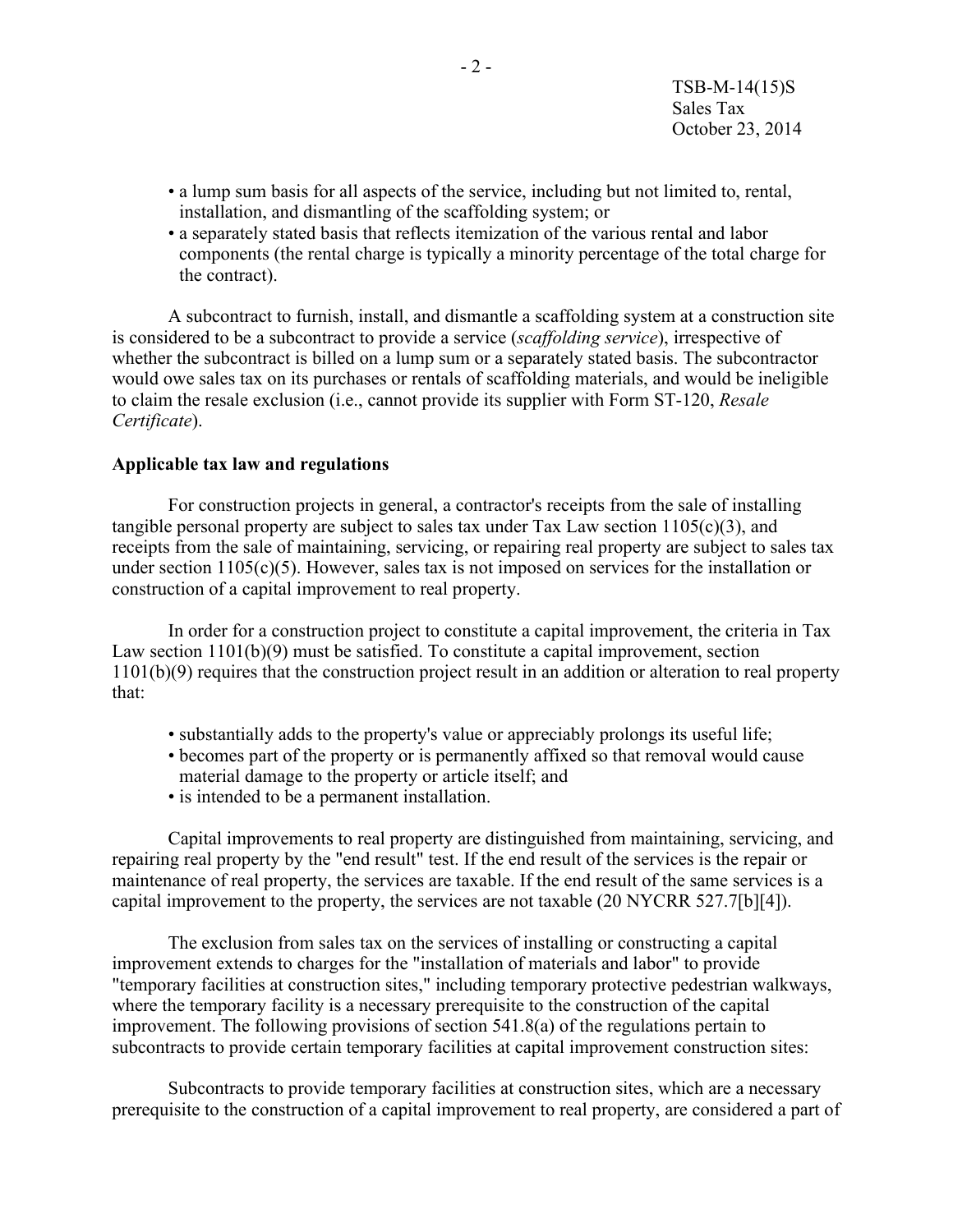- a lump sum basis for all aspects of the service, including but not limited to, rental, installation, and dismantling of the scaffolding system; or
- a separately stated basis that reflects itemization of the various rental and labor components (the rental charge is typically a minority percentage of the total charge for the contract).

A subcontract to furnish, install, and dismantle a scaffolding system at a construction site is considered to be a subcontract to provide a service (*scaffolding service*), irrespective of whether the subcontract is billed on a lump sum or a separately stated basis. The subcontractor would owe sales tax on its purchases or rentals of scaffolding materials, and would be ineligible to claim the resale exclusion (i.e., cannot provide its supplier with Form ST-120, *Resale Certificate*).

**Applicable tax law and regulations**

For construction projects in general, a contractor's receipts from the sale of installing tangible personal property are subject to sales tax under Tax Law section 1105(c)(3), and receipts from the sale of maintaining, servicing, or repairing real property are subject to sales tax under section 1105(c)(5). However, sales tax is not imposed on services for the installation or construction of a capital improvement to real property.

In order for a construction project to constitute a capital improvement, the criteria in Tax Law section 1101(b)(9) must be satisfied. To constitute a capital improvement, section 1101(b)(9) requires that the construction project result in an addition or alteration to real property that:

- substantially adds to the property's value or appreciably prolongs its useful life;
- becomes part of the property or is permanently affixed so that removal would cause material damage to the property or article itself; and
- is intended to be a permanent installation.

Capital improvements to real property are distinguished from maintaining, servicing, and repairing real property by the "end result" test. If the end result of the services is the repair or maintenance of real property, the services are taxable. If the end result of the same services is a capital improvement to the property, the services are not taxable (20 NYCRR 527.7[b][4]).

The exclusion from sales tax on the services of installing or constructing a capital improvement extends to charges for the "installation of materials and labor" to provide "temporary facilities at construction sites," including temporary protective pedestrian walkways, where the temporary facility is a necessary prerequisite to the construction of the capital improvement. The following provisions of section 541.8(a) of the regulations pertain to subcontracts to provide certain temporary facilities at capital improvement construction sites:

Subcontracts to provide temporary facilities at construction sites, which are a necessary prerequisite to the construction of a capital improvement to real property, are considered a part of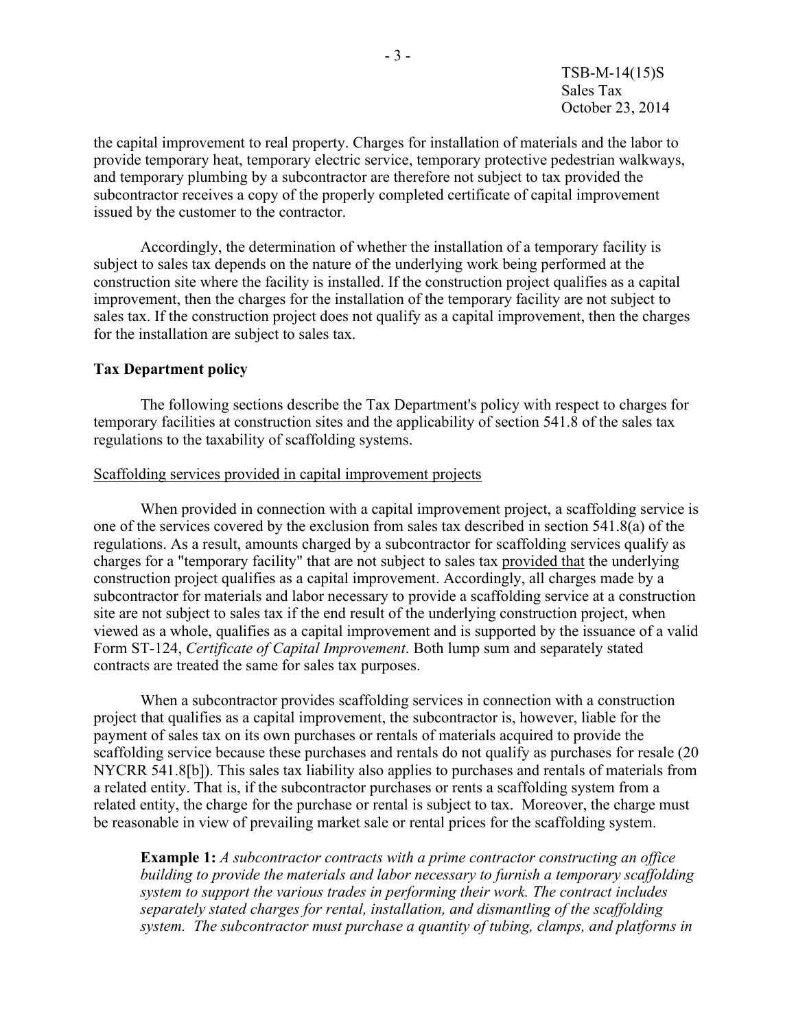the capital improvement to real property. Charges for installation of materials and the labor to provide temporary heat, temporary electric service, temporary protective pedestrian walkways, and temporary plumbing by a subcontractor are therefore not subject to tax provided the subcontractor receives a copy of the properly completed certificate of capital improvement issued by the customer to the contractor.

Accordingly, the determination of whether the installation of a temporary facility is subject to sales tax depends on the nature of the underlying work being performed at the construction site where the facility is installed. If the construction project qualifies as a capital improvement, then the charges for the installation of the temporary facility are not subject to sales tax. If the construction project does not qualify as a capital improvement, then the charges for the installation are subject to sales tax.

**Tax Department policy**

The following sections describe the Tax Department's policy with respect to charges for temporary facilities at construction sites and the applicability of section 541.8 of the sales tax regulations to the taxability of scaffolding systems.

<u>Scaffolding services provided in capital improvement projects</u>

When provided in connection with a capital improvement project, a scaffolding service is one of the services covered by the exclusion from sales tax described in section 541.8(a) of the regulations. As a result, amounts charged by a subcontractor for scaffolding services qualify as charges for a "temporary facility" that are not subject to sales tax <u>provided that</u> the underlying construction project qualifies as a capital improvement. Accordingly, all charges made by a subcontractor for materials and labor necessary to provide a scaffolding service at a construction site are not subject to sales tax if the end result of the underlying construction project, when viewed as a whole, qualifies as a capital improvement and is supported by the issuance of a valid Form ST-124, *Certificate of Capital Improvement*. Both lump sum and separately stated contracts are treated the same for sales tax purposes.

When a subcontractor provides scaffolding services in connection with a construction project that qualifies as a capital improvement, the subcontractor is, however, liable for the payment of sales tax on its own purchases or rentals of materials acquired to provide the scaffolding service because these purchases and rentals do not qualify as purchases for resale (20 NYCRR 541.8[b]). This sales tax liability also applies to purchases and rentals of materials from a related entity. That is, if the subcontractor purchases or rents a scaffolding system from a related entity, the charge for the purchase or rental is subject to tax. Moreover, the charge must be reasonable in view of prevailing market sale or rental prices for the scaffolding system.

**Example 1:** *A subcontractor contracts with a prime contractor constructing an office building to provide the materials and labor necessary to furnish a temporary scaffolding system to support the various trades in performing their work. The contract includes separately stated charges for rental, installation, and dismantling of the scaffolding system. The subcontractor must purchase a quantity of tubing, clamps, and platforms in*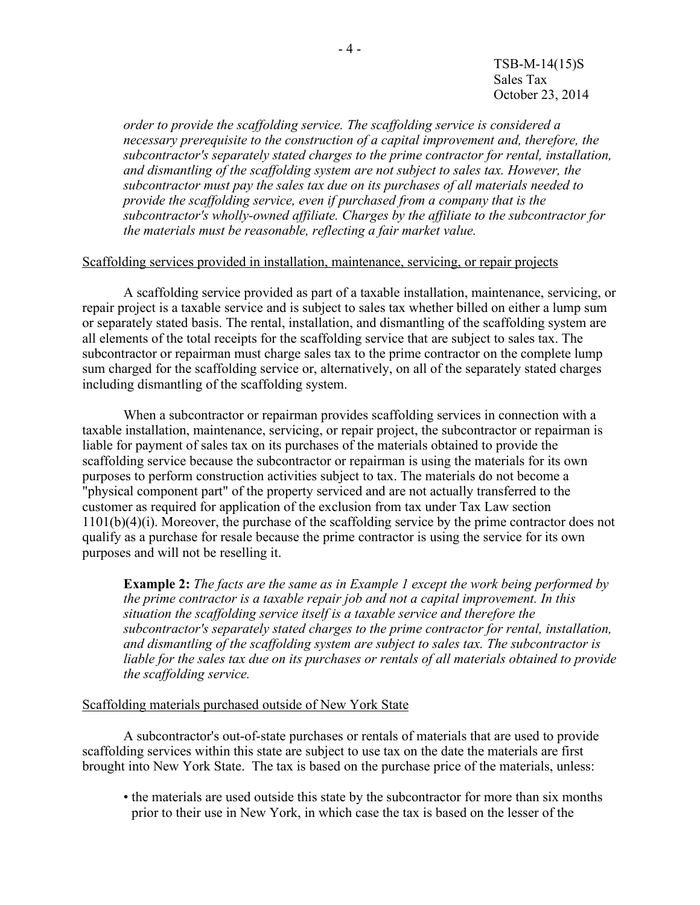*order to provide the scaffolding service. The scaffolding service is considered a necessary prerequisite to the construction of a capital improvement and, therefore, the subcontractor's separately stated charges to the prime contractor for rental, installation, and dismantling of the scaffolding system are not subject to sales tax. However, the subcontractor must pay the sales tax due on its purchases of all materials needed to provide the scaffolding service, even if purchased from a company that is the subcontractor's wholly-owned affiliate. Charges by the affiliate to the subcontractor for the materials must be reasonable, reflecting a fair market value.*

Scaffolding services provided in installation, maintenance, servicing, or repair projects

A scaffolding service provided as part of a taxable installation, maintenance, servicing, or repair project is a taxable service and is subject to sales tax whether billed on either a lump sum or separately stated basis. The rental, installation, and dismantling of the scaffolding system are all elements of the total receipts for the scaffolding service that are subject to sales tax. The subcontractor or repairman must charge sales tax to the prime contractor on the complete lump sum charged for the scaffolding service or, alternatively, on all of the separately stated charges including dismantling of the scaffolding system.

When a subcontractor or repairman provides scaffolding services in connection with a taxable installation, maintenance, servicing, or repair project, the subcontractor or repairman is liable for payment of sales tax on its purchases of the materials obtained to provide the scaffolding service because the subcontractor or repairman is using the materials for its own purposes to perform construction activities subject to tax. The materials do not become a "physical component part" of the property serviced and are not actually transferred to the customer as required for application of the exclusion from tax under Tax Law section 1101(b)(4)(i). Moreover, the purchase of the scaffolding service by the prime contractor does not qualify as a purchase for resale because the prime contractor is using the service for its own purposes and will not be reselling it.

**Example 2:** *The facts are the same as in Example 1 except the work being performed by the prime contractor is a taxable repair job and not a capital improvement. In this situation the scaffolding service itself is a taxable service and therefore the subcontractor's separately stated charges to the prime contractor for rental, installation, and dismantling of the scaffolding system are subject to sales tax. The subcontractor is liable for the sales tax due on its purchases or rentals of all materials obtained to provide the scaffolding service.*

Scaffolding materials purchased outside of New York State

A subcontractor's out-of-state purchases or rentals of materials that are used to provide scaffolding services within this state are subject to use tax on the date the materials are first brought into New York State. The tax is based on the purchase price of the materials, unless:

- the materials are used outside this state by the subcontractor for more than six months prior to their use in New York, in which case the tax is based on the lesser of the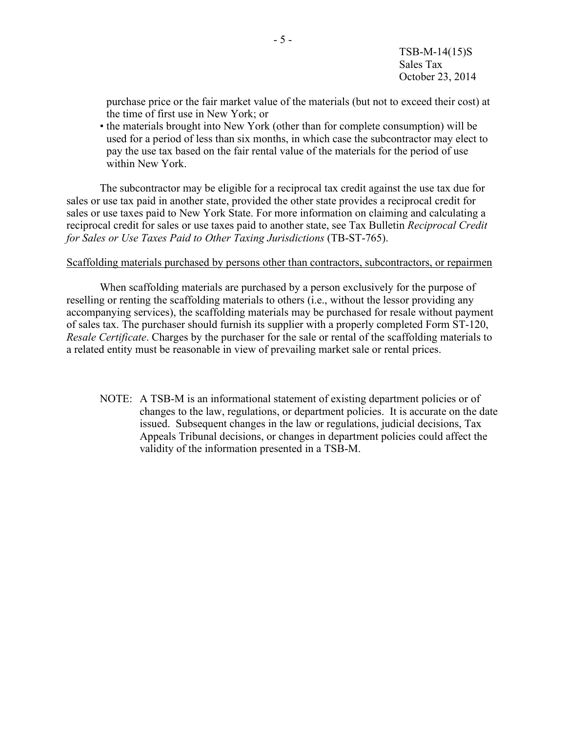purchase price or the fair market value of the materials (but not to exceed their cost) at the time of first use in New York; or

- the materials brought into New York (other than for complete consumption) will be used for a period of less than six months, in which case the subcontractor may elect to pay the use tax based on the fair rental value of the materials for the period of use within New York.

The subcontractor may be eligible for a reciprocal tax credit against the use tax due for sales or use tax paid in another state, provided the other state provides a reciprocal credit for sales or use taxes paid to New York State. For more information on claiming and calculating a reciprocal credit for sales or use taxes paid to another state, see Tax Bulletin *Reciprocal Credit for Sales or Use Taxes Paid to Other Taxing Jurisdictions* (TB-ST-765).

<u>Scaffolding materials purchased by persons other than contractors, subcontractors, or repairmen</u>

When scaffolding materials are purchased by a person exclusively for the purpose of reselling or renting the scaffolding materials to others (i.e., without the lessor providing any accompanying services), the scaffolding materials may be purchased for resale without payment of sales tax. The purchaser should furnish its supplier with a properly completed Form ST-120, *Resale Certificate*. Charges by the purchaser for the sale or rental of the scaffolding materials to a related entity must be reasonable in view of prevailing market sale or rental prices.

NOTE: A TSB-M is an informational statement of existing department policies or of changes to the law, regulations, or department policies. It is accurate on the date issued. Subsequent changes in the law or regulations, judicial decisions, Tax Appeals Tribunal decisions, or changes in department policies could affect the validity of the information presented in a TSB-M.